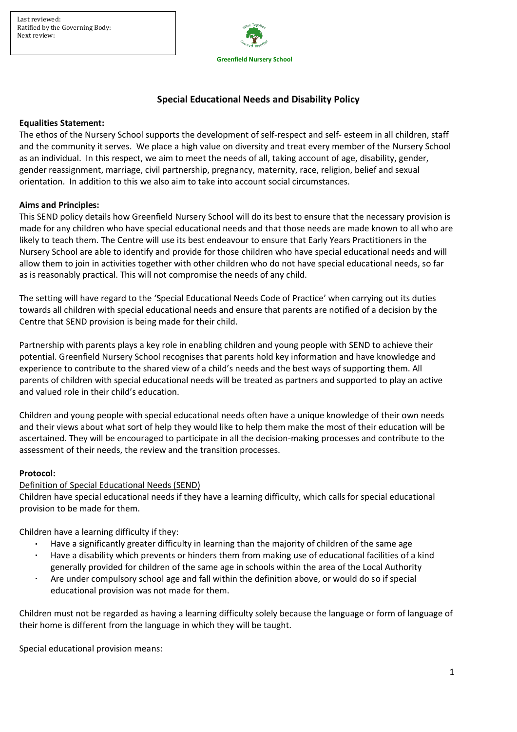Last reviewed:
Ratified by the Governing Body:
Next review:

Greenfield Nursery School

# Special Educational Needs and Disability Policy

**Equalities Statement:**

The ethos of the Nursery School supports the development of self-respect and self- esteem in all children, staff and the community it serves. We place a high value on diversity and treat every member of the Nursery School as an individual. In this respect, we aim to meet the needs of all, taking account of age, disability, gender, gender reassignment, marriage, civil partnership, pregnancy, maternity, race, religion, belief and sexual orientation. In addition to this we also aim to take into account social circumstances.

**Aims and Principles:**

This SEND policy details how Greenfield Nursery School will do its best to ensure that the necessary provision is made for any children who have special educational needs and that those needs are made known to all who are likely to teach them. The Centre will use its best endeavour to ensure that Early Years Practitioners in the Nursery School are able to identify and provide for those children who have special educational needs and will allow them to join in activities together with other children who do not have special educational needs, so far as is reasonably practical. This will not compromise the needs of any child.

The setting will have regard to the 'Special Educational Needs Code of Practice' when carrying out its duties towards all children with special educational needs and ensure that parents are notified of a decision by the Centre that SEND provision is being made for their child.

Partnership with parents plays a key role in enabling children and young people with SEND to achieve their potential. Greenfield Nursery School recognises that parents hold key information and have knowledge and experience to contribute to the shared view of a child's needs and the best ways of supporting them. All parents of children with special educational needs will be treated as partners and supported to play an active and valued role in their child's education.

Children and young people with special educational needs often have a unique knowledge of their own needs and their views about what sort of help they would like to help them make the most of their education will be ascertained. They will be encouraged to participate in all the decision-making processes and contribute to the assessment of their needs, the review and the transition processes.

**Protocol:**

Definition of Special Educational Needs (SEND)

Children have special educational needs if they have a learning difficulty, which calls for special educational provision to be made for them.

Children have a learning difficulty if they:

- Have a significantly greater difficulty in learning than the majority of children of the same age
- Have a disability which prevents or hinders them from making use of educational facilities of a kind generally provided for children of the same age in schools within the area of the Local Authority
- Are under compulsory school age and fall within the definition above, or would do so if special educational provision was not made for them.

Children must not be regarded as having a learning difficulty solely because the language or form of language of their home is different from the language in which they will be taught.

Special educational provision means: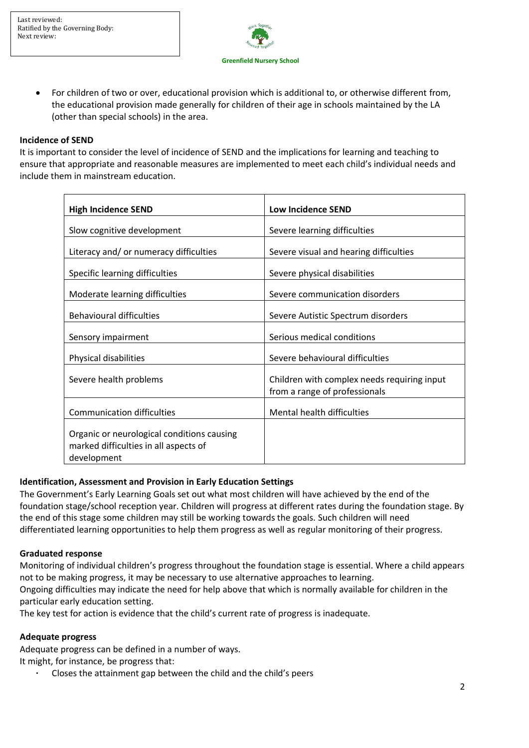- For children of two or over, educational provision which is additional to, or otherwise different from, the educational provision made generally for children of their age in schools maintained by the LA (other than special schools) in the area.

**Incidence of SEND**

It is important to consider the level of incidence of SEND and the implications for learning and teaching to ensure that appropriate and reasonable measures are implemented to meet each child's individual needs and include them in mainstream education.

| **High Incidence SEND** | **Low Incidence SEND** |
|---|---|
| Slow cognitive development | Severe learning difficulties |
| Literacy and/ or numeracy difficulties | Severe visual and hearing difficulties |
| Specific learning difficulties | Severe physical disabilities |
| Moderate learning difficulties | Severe communication disorders |
| Behavioural difficulties | Severe Autistic Spectrum disorders |
| Sensory impairment | Serious medical conditions |
| Physical disabilities | Severe behavioural difficulties |
| Severe health problems | Children with complex needs requiring input from a range of professionals |
| Communication difficulties | Mental health difficulties |
| Organic or neurological conditions causing marked difficulties in all aspects of development | |

**Identification, Assessment and Provision in Early Education Settings**

The Government's Early Learning Goals set out what most children will have achieved by the end of the foundation stage/school reception year. Children will progress at different rates during the foundation stage. By the end of this stage some children may still be working towards the goals. Such children will need differentiated learning opportunities to help them progress as well as regular monitoring of their progress.

**Graduated response**

Monitoring of individual children's progress throughout the foundation stage is essential. Where a child appears not to be making progress, it may be necessary to use alternative approaches to learning.
Ongoing difficulties may indicate the need for help above that which is normally available for children in the particular early education setting.
The key test for action is evidence that the child's current rate of progress is inadequate.

**Adequate progress**

Adequate progress can be defined in a number of ways.
It might, for instance, be progress that:

- Closes the attainment gap between the child and the child's peers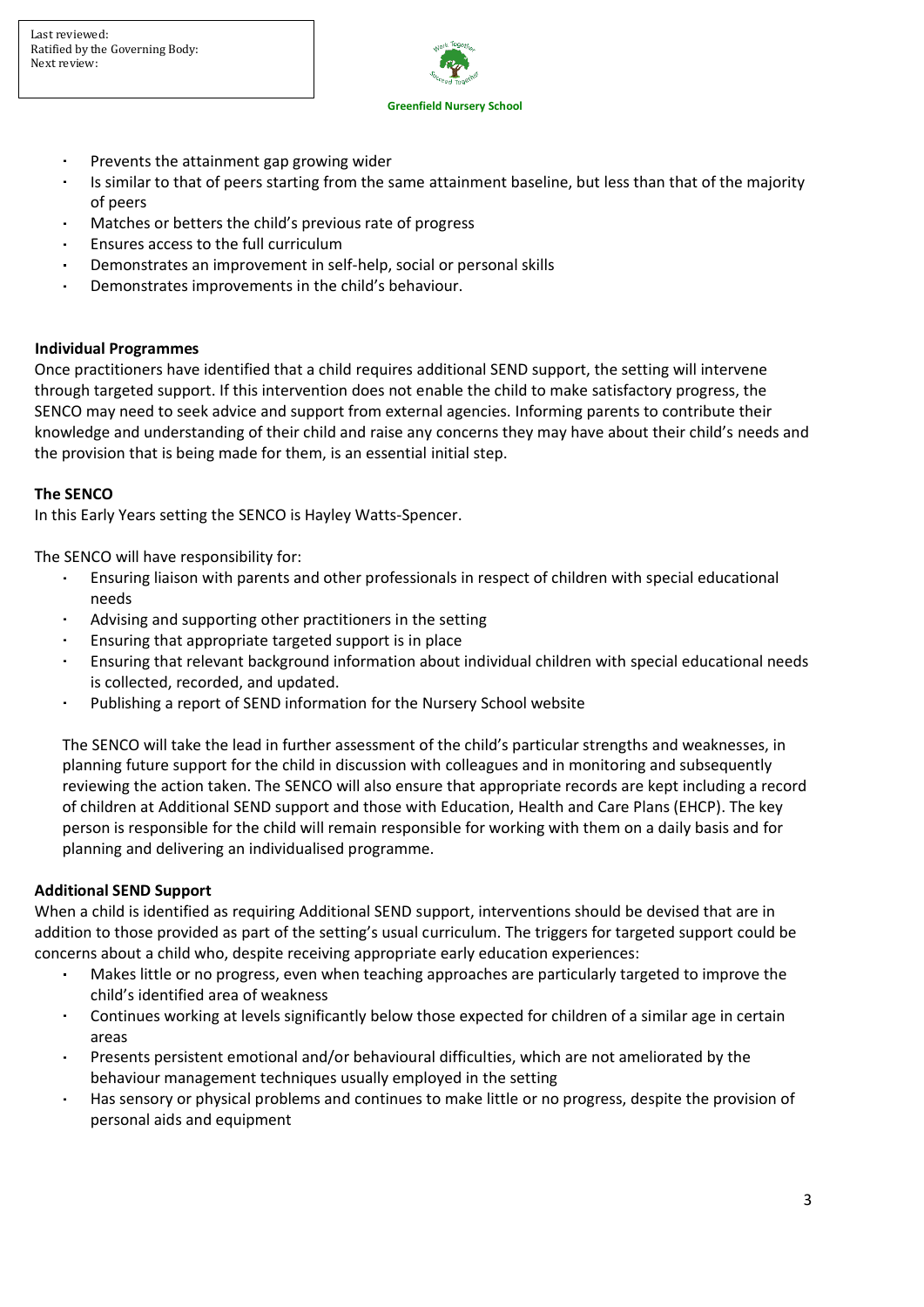- Prevents the attainment gap growing wider
- Is similar to that of peers starting from the same attainment baseline, but less than that of the majority of peers
- Matches or betters the child's previous rate of progress
- Ensures access to the full curriculum
- Demonstrates an improvement in self-help, social or personal skills
- Demonstrates improvements in the child's behaviour.

**Individual Programmes**

Once practitioners have identified that a child requires additional SEND support, the setting will intervene through targeted support. If this intervention does not enable the child to make satisfactory progress, the SENCO may need to seek advice and support from external agencies. Informing parents to contribute their knowledge and understanding of their child and raise any concerns they may have about their child's needs and the provision that is being made for them, is an essential initial step.

**The SENCO**

In this Early Years setting the SENCO is Hayley Watts-Spencer.

The SENCO will have responsibility for:

- Ensuring liaison with parents and other professionals in respect of children with special educational needs
- Advising and supporting other practitioners in the setting
- Ensuring that appropriate targeted support is in place
- Ensuring that relevant background information about individual children with special educational needs is collected, recorded, and updated.
- Publishing a report of SEND information for the Nursery School website

The SENCO will take the lead in further assessment of the child's particular strengths and weaknesses, in planning future support for the child in discussion with colleagues and in monitoring and subsequently reviewing the action taken. The SENCO will also ensure that appropriate records are kept including a record of children at Additional SEND support and those with Education, Health and Care Plans (EHCP). The key person is responsible for the child will remain responsible for working with them on a daily basis and for planning and delivering an individualised programme.

**Additional SEND Support**

When a child is identified as requiring Additional SEND support, interventions should be devised that are in addition to those provided as part of the setting's usual curriculum. The triggers for targeted support could be concerns about a child who, despite receiving appropriate early education experiences:

- Makes little or no progress, even when teaching approaches are particularly targeted to improve the child's identified area of weakness
- Continues working at levels significantly below those expected for children of a similar age in certain areas
- Presents persistent emotional and/or behavioural difficulties, which are not ameliorated by the behaviour management techniques usually employed in the setting
- Has sensory or physical problems and continues to make little or no progress, despite the provision of personal aids and equipment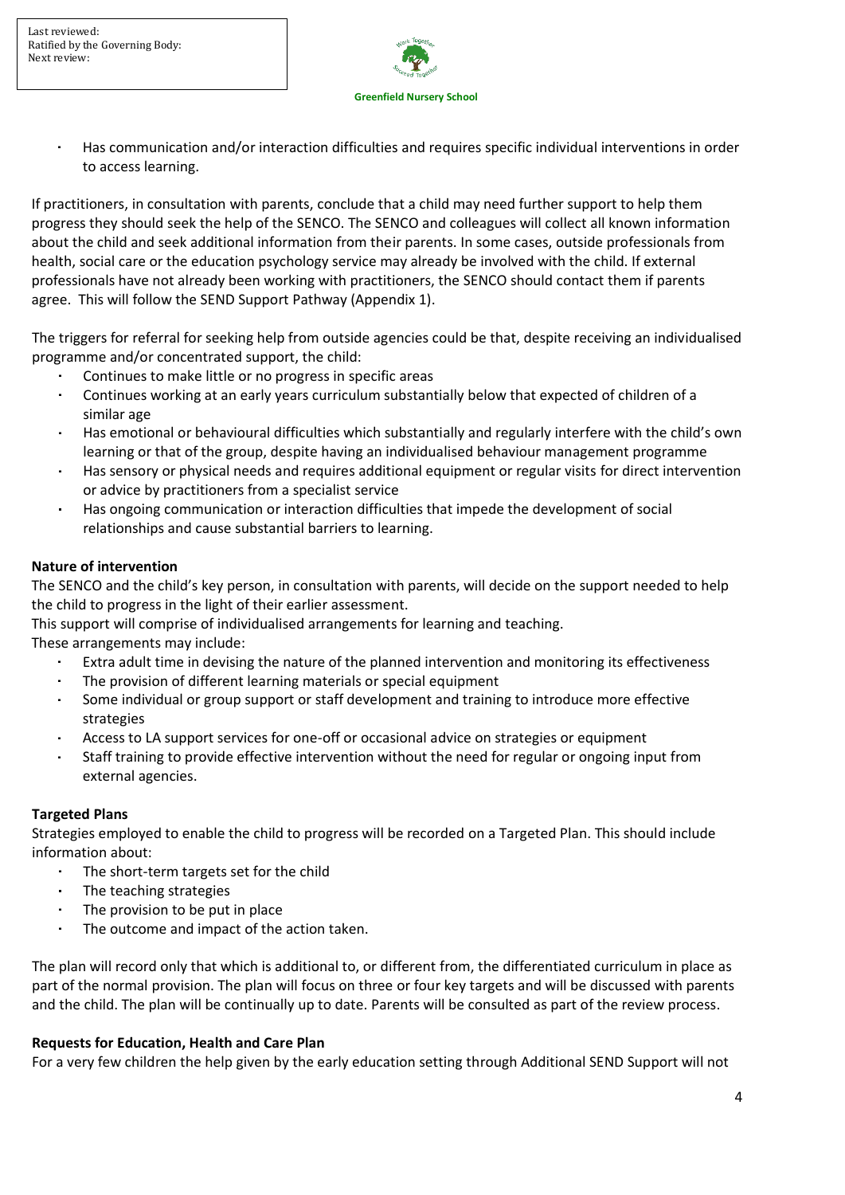- Has communication and/or interaction difficulties and requires specific individual interventions in order to access learning.

If practitioners, in consultation with parents, conclude that a child may need further support to help them progress they should seek the help of the SENCO. The SENCO and colleagues will collect all known information about the child and seek additional information from their parents. In some cases, outside professionals from health, social care or the education psychology service may already be involved with the child. If external professionals have not already been working with practitioners, the SENCO should contact them if parents agree. This will follow the SEND Support Pathway (Appendix 1).

The triggers for referral for seeking help from outside agencies could be that, despite receiving an individualised programme and/or concentrated support, the child:

- Continues to make little or no progress in specific areas
- Continues working at an early years curriculum substantially below that expected of children of a similar age
- Has emotional or behavioural difficulties which substantially and regularly interfere with the child's own learning or that of the group, despite having an individualised behaviour management programme
- Has sensory or physical needs and requires additional equipment or regular visits for direct intervention or advice by practitioners from a specialist service
- Has ongoing communication or interaction difficulties that impede the development of social relationships and cause substantial barriers to learning.

**Nature of intervention**

The SENCO and the child's key person, in consultation with parents, will decide on the support needed to help the child to progress in the light of their earlier assessment.

This support will comprise of individualised arrangements for learning and teaching.

These arrangements may include:

- Extra adult time in devising the nature of the planned intervention and monitoring its effectiveness
- The provision of different learning materials or special equipment
- Some individual or group support or staff development and training to introduce more effective strategies
- Access to LA support services for one-off or occasional advice on strategies or equipment
- Staff training to provide effective intervention without the need for regular or ongoing input from external agencies.

**Targeted Plans**

Strategies employed to enable the child to progress will be recorded on a Targeted Plan. This should include information about:

- The short-term targets set for the child
- The teaching strategies
- The provision to be put in place
- The outcome and impact of the action taken.

The plan will record only that which is additional to, or different from, the differentiated curriculum in place as part of the normal provision. The plan will focus on three or four key targets and will be discussed with parents and the child. The plan will be continually up to date. Parents will be consulted as part of the review process.

**Requests for Education, Health and Care Plan**

For a very few children the help given by the early education setting through Additional SEND Support will not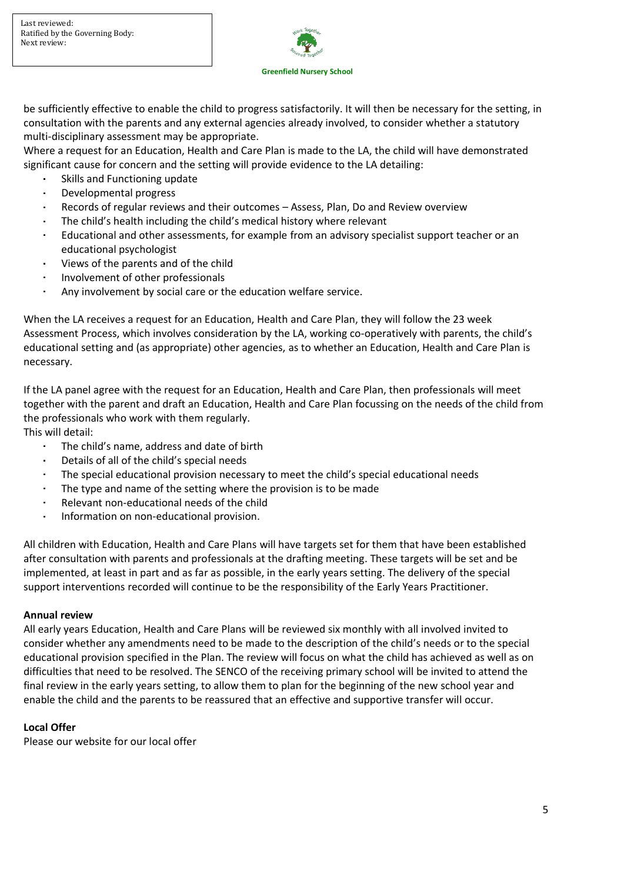be sufficiently effective to enable the child to progress satisfactorily. It will then be necessary for the setting, in consultation with the parents and any external agencies already involved, to consider whether a statutory multi-disciplinary assessment may be appropriate.

Where a request for an Education, Health and Care Plan is made to the LA, the child will have demonstrated significant cause for concern and the setting will provide evidence to the LA detailing:

- Skills and Functioning update
- Developmental progress
- Records of regular reviews and their outcomes – Assess, Plan, Do and Review overview
- The child's health including the child's medical history where relevant
- Educational and other assessments, for example from an advisory specialist support teacher or an educational psychologist
- Views of the parents and of the child
- Involvement of other professionals
- Any involvement by social care or the education welfare service.

When the LA receives a request for an Education, Health and Care Plan, they will follow the 23 week Assessment Process, which involves consideration by the LA, working co-operatively with parents, the child's educational setting and (as appropriate) other agencies, as to whether an Education, Health and Care Plan is necessary.

If the LA panel agree with the request for an Education, Health and Care Plan, then professionals will meet together with the parent and draft an Education, Health and Care Plan focussing on the needs of the child from the professionals who work with them regularly.

This will detail:

- The child's name, address and date of birth
- Details of all of the child's special needs
- The special educational provision necessary to meet the child's special educational needs
- The type and name of the setting where the provision is to be made
- Relevant non-educational needs of the child
- Information on non-educational provision.

All children with Education, Health and Care Plans will have targets set for them that have been established after consultation with parents and professionals at the drafting meeting. These targets will be set and be implemented, at least in part and as far as possible, in the early years setting. The delivery of the special support interventions recorded will continue to be the responsibility of the Early Years Practitioner.

**Annual review**

All early years Education, Health and Care Plans will be reviewed six monthly with all involved invited to consider whether any amendments need to be made to the description of the child's needs or to the special educational provision specified in the Plan. The review will focus on what the child has achieved as well as on difficulties that need to be resolved. The SENCO of the receiving primary school will be invited to attend the final review in the early years setting, to allow them to plan for the beginning of the new school year and enable the child and the parents to be reassured that an effective and supportive transfer will occur.

**Local Offer**

Please our website for our local offer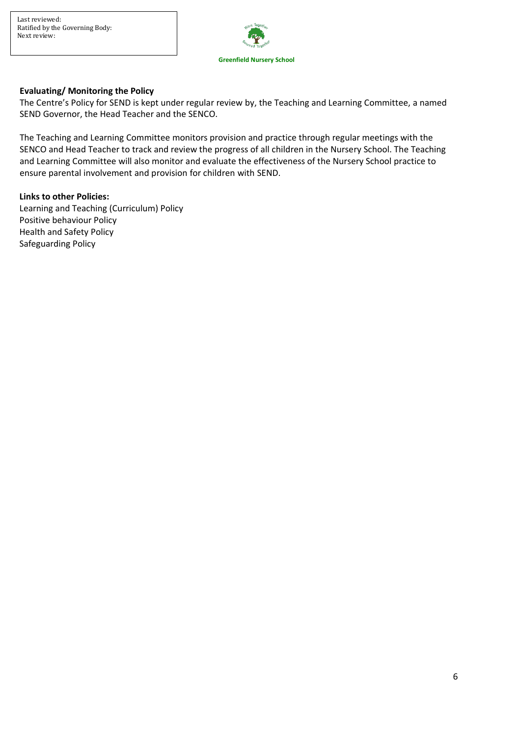**Evaluating/ Monitoring the Policy**

The Centre's Policy for SEND is kept under regular review by, the Teaching and Learning Committee, a named SEND Governor, the Head Teacher and the SENCO.

The Teaching and Learning Committee monitors provision and practice through regular meetings with the SENCO and Head Teacher to track and review the progress of all children in the Nursery School. The Teaching and Learning Committee will also monitor and evaluate the effectiveness of the Nursery School practice to ensure parental involvement and provision for children with SEND.

**Links to other Policies:**

Learning and Teaching (Curriculum) Policy
Positive behaviour Policy
Health and Safety Policy
Safeguarding Policy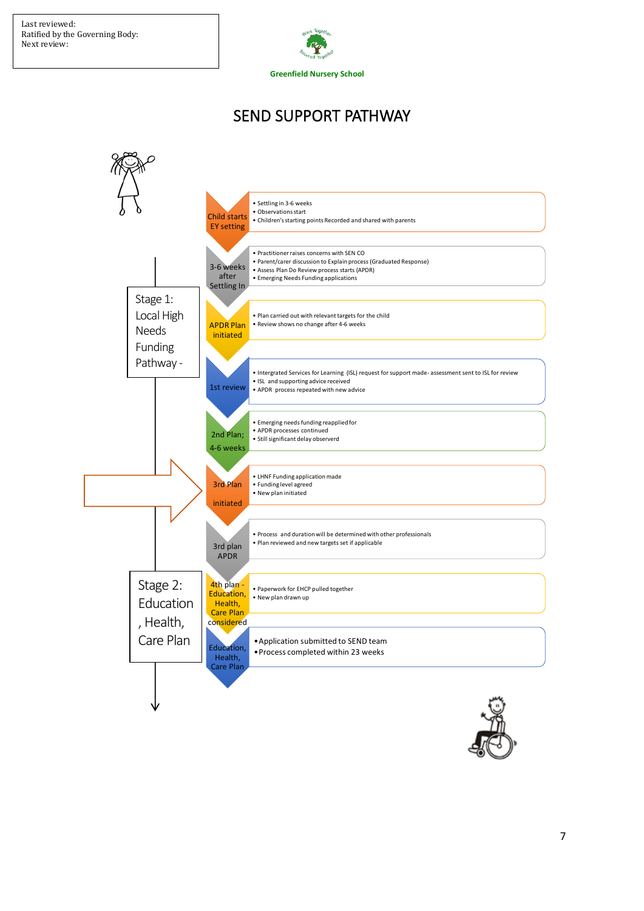Last reviewed:
Ratified by the Governing Body:
Next review:

Work Together Succeed Together

Greenfield Nursery School

# SEND SUPPORT PATHWAY

Stage 1: Local High Needs Funding Pathway -

Stage 2: Education , Health, Care Plan

**Child starts EY setting**
- Settling in 3-6 weeks
- Observations start
- Children's starting points Recorded and shared with parents

**3-6 weeks after Settling In**
- Practitioner raises concerns with SEN CO
- Parent/carer discussion to Explain process (Graduated Response)
- Assess Plan Do Review process starts (APDR)
- Emerging Needs Funding applications

**APDR Plan initiated**
- Plan carried out with relevant targets for the child
- Review shows no change after 4-6 weeks

**1st review**
- Intergrated Services for Learning (ISL) request for support made- assessment sent to ISL for review
- ISL and supporting advice received
- APDR process repeated with new advice

**2nd Plan; 4-6 weeks**
- Emerging needs funding reapplied for
- APDR processes continued
- Still significant delay observerd

**3rd Plan initiated**
- LHNF Funding application made
- Funding level agreed
- New plan initiated

**3rd plan APDR**
- Process and duration will be determined with other professionals
- Plan reviewed and new targets set if applicable

**4th plan - Education, Health, Care Plan considered**
- Paperwork for EHCP pulled together
- New plan drawn up

**Education, Health, Care Plan**
- Application submitted to SEND team
- Process completed within 23 weeks